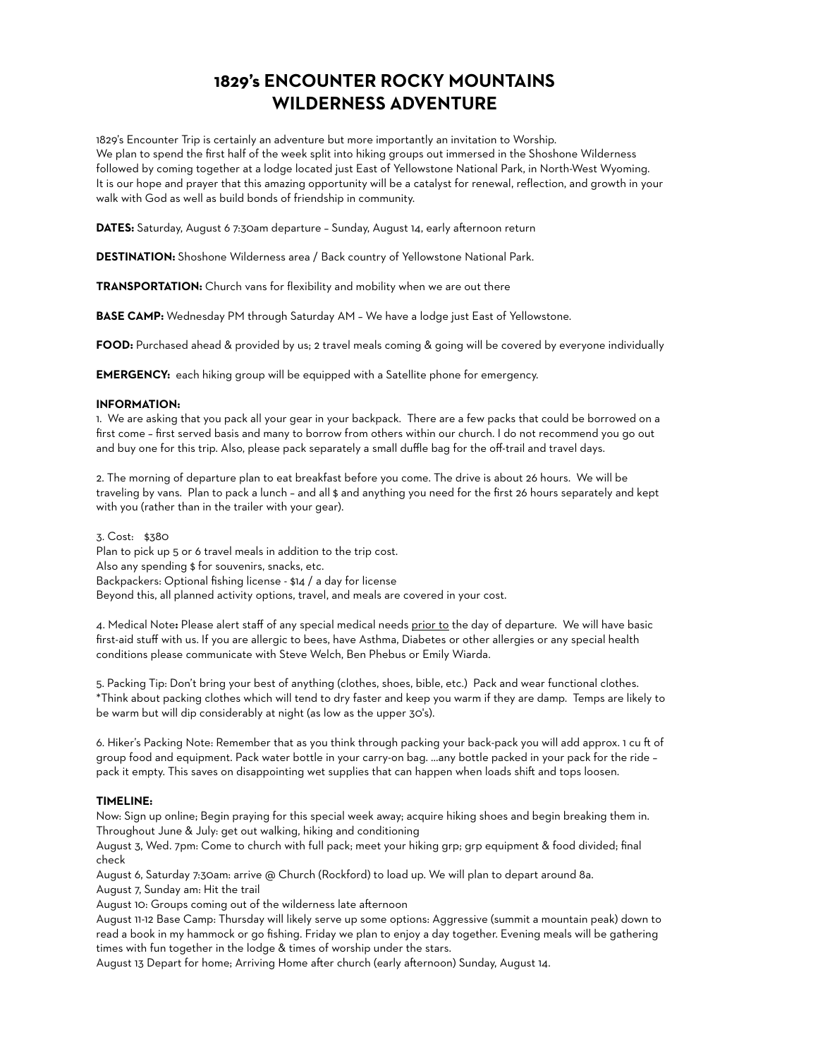# 1829's ENCOUNTER ROCKY MOUNTAINS WILDERNESS ADVENTURE

1829's Encounter Trip is certainly an adventure but more importantly an invitation to Worship.
We plan to spend the first half of the week split into hiking groups out immersed in the Shoshone Wilderness followed by coming together at a lodge located just East of Yellowstone National Park, in North-West Wyoming. It is our hope and prayer that this amazing opportunity will be a catalyst for renewal, reflection, and growth in your walk with God as well as build bonds of friendship in community.

**DATES:** Saturday, August 6 7:30am departure – Sunday, August 14, early afternoon return

**DESTINATION:** Shoshone Wilderness area / Back country of Yellowstone National Park.

**TRANSPORTATION:** Church vans for flexibility and mobility when we are out there

**BASE CAMP:** Wednesday PM through Saturday AM – We have a lodge just East of Yellowstone.

**FOOD:** Purchased ahead & provided by us; 2 travel meals coming & going will be covered by everyone individually

**EMERGENCY:** each hiking group will be equipped with a Satellite phone for emergency.

**INFORMATION:**

1. We are asking that you pack all your gear in your backpack. There are a few packs that could be borrowed on a first come – first served basis and many to borrow from others within our church. I do not recommend you go out and buy one for this trip. Also, please pack separately a small duffle bag for the off-trail and travel days.

2. The morning of departure plan to eat breakfast before you come. The drive is about 26 hours. We will be traveling by vans. Plan to pack a lunch – and all $ and anything you need for the first 26 hours separately and kept with you (rather than in the trailer with your gear).

3. Cost: $380
Plan to pick up 5 or 6 travel meals in addition to the trip cost.
Also any spending $ for souvenirs, snacks, etc.
Backpackers: Optional fishing license - $14 / a day for license
Beyond this, all planned activity options, travel, and meals are covered in your cost.

4. Medical Note**:** Please alert staff of any special medical needs <u>prior to</u> the day of departure. We will have basic first-aid stuff with us. If you are allergic to bees, have Asthma, Diabetes or other allergies or any special health conditions please communicate with Steve Welch, Ben Phebus or Emily Wiarda.

5. Packing Tip: Don't bring your best of anything (clothes, shoes, bible, etc.) Pack and wear functional clothes.
*Think about packing clothes which will tend to dry faster and keep you warm if they are damp. Temps are likely to be warm but will dip considerably at night (as low as the upper 30's).

6. Hiker's Packing Note: Remember that as you think through packing your back-pack you will add approx. 1 cu ft of group food and equipment. Pack water bottle in your carry-on bag. ...any bottle packed in your pack for the ride – pack it empty. This saves on disappointing wet supplies that can happen when loads shift and tops loosen.

**TIMELINE:**

Now: Sign up online; Begin praying for this special week away; acquire hiking shoes and begin breaking them in.
Throughout June & July: get out walking, hiking and conditioning
August 3, Wed. 7pm: Come to church with full pack; meet your hiking grp; grp equipment & food divided; final check
August 6, Saturday 7:30am: arrive @ Church (Rockford) to load up. We will plan to depart around 8a.
August 7, Sunday am: Hit the trail
August 10: Groups coming out of the wilderness late afternoon
August 11-12 Base Camp: Thursday will likely serve up some options: Aggressive (summit a mountain peak) down to read a book in my hammock or go fishing. Friday we plan to enjoy a day together. Evening meals will be gathering times with fun together in the lodge & times of worship under the stars.
August 13 Depart for home; Arriving Home after church (early afternoon) Sunday, August 14.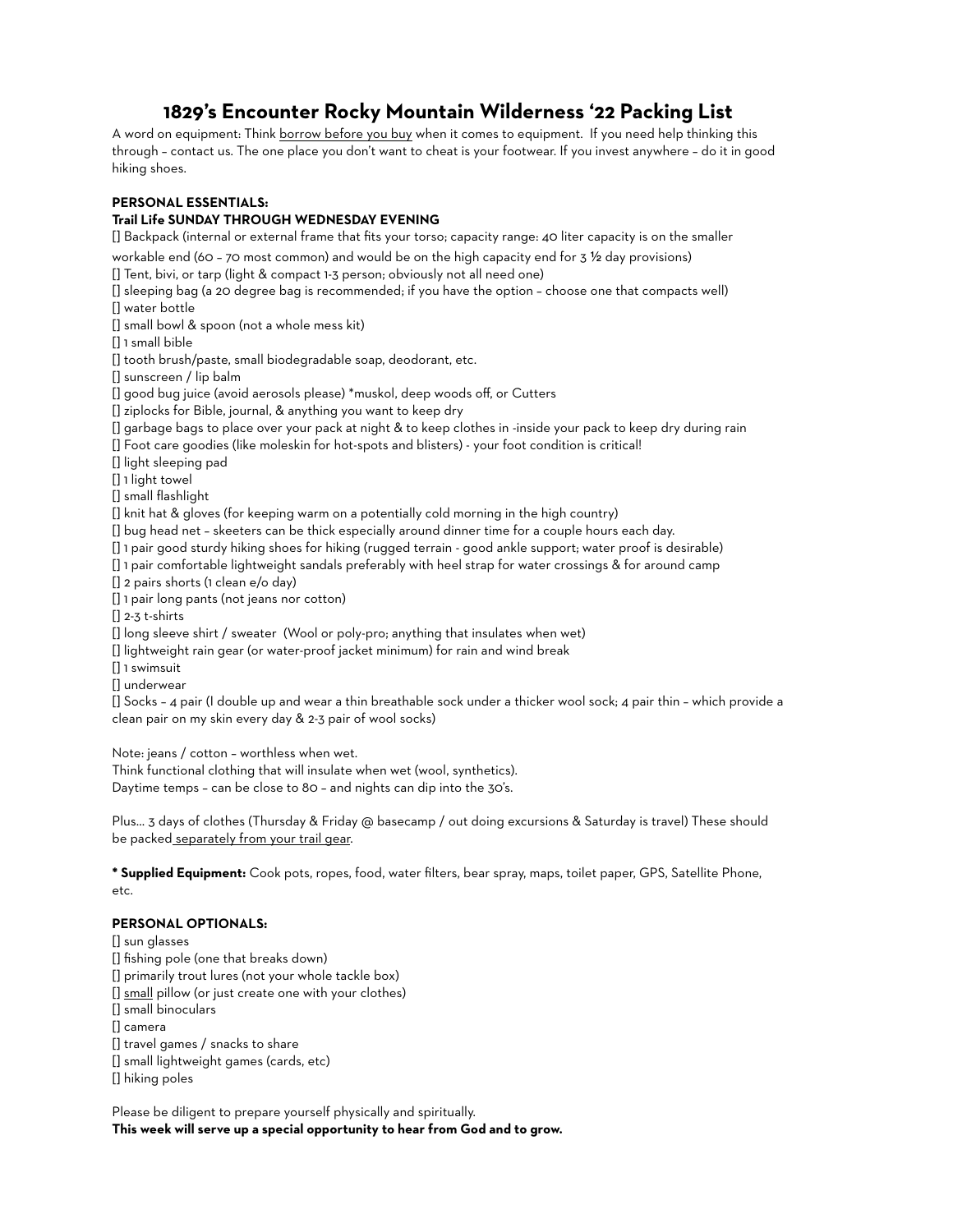# 1829's Encounter Rocky Mountain Wilderness '22 Packing List

A word on equipment: Think borrow before you buy when it comes to equipment. If you need help thinking this through – contact us. The one place you don't want to cheat is your footwear. If you invest anywhere – do it in good hiking shoes.

**PERSONAL ESSENTIALS:**
**Trail Life SUNDAY THROUGH WEDNESDAY EVENING**

[] Backpack (internal or external frame that fits your torso; capacity range: 40 liter capacity is on the smaller workable end (60 – 70 most common) and would be on the high capacity end for 3 ½ day provisions)
[] Tent, bivi, or tarp (light & compact 1-3 person; obviously not all need one)
[] sleeping bag (a 20 degree bag is recommended; if you have the option – choose one that compacts well)
[] water bottle
[] small bowl & spoon (not a whole mess kit)
[] 1 small bible
[] tooth brush/paste, small biodegradable soap, deodorant, etc.
[] sunscreen / lip balm
[] good bug juice (avoid aerosols please) *muskol, deep woods off, or Cutters
[] ziplocks for Bible, journal, & anything you want to keep dry
[] garbage bags to place over your pack at night & to keep clothes in -inside your pack to keep dry during rain
[] Foot care goodies (like moleskin for hot-spots and blisters) - your foot condition is critical!
[] light sleeping pad
[] 1 light towel
[] small flashlight
[] knit hat & gloves (for keeping warm on a potentially cold morning in the high country)
[] bug head net – skeeters can be thick especially around dinner time for a couple hours each day.
[] 1 pair good sturdy hiking shoes for hiking (rugged terrain - good ankle support; water proof is desirable)
[] 1 pair comfortable lightweight sandals preferably with heel strap for water crossings & for around camp
[] 2 pairs shorts (1 clean e/o day)
[] 1 pair long pants (not jeans nor cotton)
[] 2-3 t-shirts
[] long sleeve shirt / sweater (Wool or poly-pro; anything that insulates when wet)
[] lightweight rain gear (or water-proof jacket minimum) for rain and wind break
[] 1 swimsuit
[] underwear
[] Socks – 4 pair (I double up and wear a thin breathable sock under a thicker wool sock; 4 pair thin – which provide a clean pair on my skin every day & 2-3 pair of wool socks)

Note: jeans / cotton – worthless when wet.
Think functional clothing that will insulate when wet (wool, synthetics).
Daytime temps – can be close to 80 – and nights can dip into the 30's.

Plus... 3 days of clothes (Thursday & Friday @ basecamp / out doing excursions & Saturday is travel) These should be packed separately from your trail gear.

**\* Supplied Equipment:** Cook pots, ropes, food, water filters, bear spray, maps, toilet paper, GPS, Satellite Phone, etc.

**PERSONAL OPTIONALS:**

[] sun glasses
[] fishing pole (one that breaks down)
[] primarily trout lures (not your whole tackle box)
[] small pillow (or just create one with your clothes)
[] small binoculars
[] camera
[] travel games / snacks to share
[] small lightweight games (cards, etc)
[] hiking poles

Please be diligent to prepare yourself physically and spiritually.
**This week will serve up a special opportunity to hear from God and to grow.**